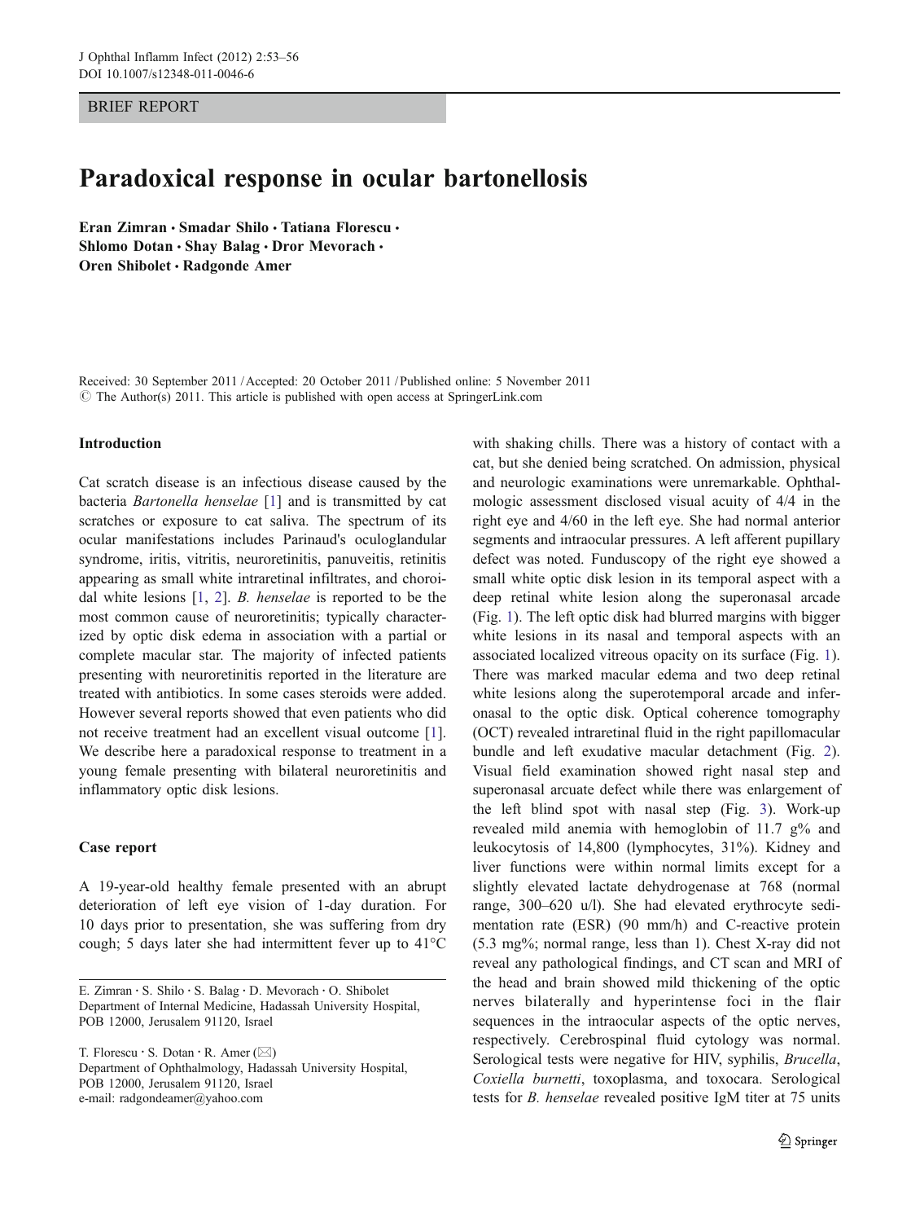BRIEF REPORT

# Paradoxical response in ocular bartonellosis

Eran Zimran · Smadar Shilo · Tatiana Florescu · Shlomo Dotan · Shay Balag · Dror Mevorach · Oren Shibolet · Radgonde Amer

Received: 30 September 2011 / Accepted: 20 October 2011 / Published online: 5 November 2011
© The Author(s) 2011. This article is published with open access at SpringerLink.com

E. Zimran · S. Shilo · S. Balag · D. Mevorach · O. Shibolet
Department of Internal Medicine, Hadassah University Hospital, POB 12000, Jerusalem 91120, Israel

T. Florescu · S. Dotan · R. Amer (✉)
Department of Ophthalmology, Hadassah University Hospital, POB 12000, Jerusalem 91120, Israel
e-mail: radgondeamer@yahoo.com

## Introduction

Cat scratch disease is an infectious disease caused by the bacteria *Bartonella henselae* [1] and is transmitted by cat scratches or exposure to cat saliva. The spectrum of its ocular manifestations includes Parinaud's oculoglandular syndrome, iritis, vitritis, neuroretinitis, panuveitis, retinitis appearing as small white intraretinal infiltrates, and choroidal white lesions [1, 2]. *B. henselae* is reported to be the most common cause of neuroretinitis; typically characterized by optic disk edema in association with a partial or complete macular star. The majority of infected patients presenting with neuroretinitis reported in the literature are treated with antibiotics. In some cases steroids were added. However several reports showed that even patients who did not receive treatment had an excellent visual outcome [1]. We describe here a paradoxical response to treatment in a young female presenting with bilateral neuroretinitis and inflammatory optic disk lesions.

## Case report

A 19-year-old healthy female presented with an abrupt deterioration of left eye vision of 1-day duration. For 10 days prior to presentation, she was suffering from dry cough; 5 days later she had intermittent fever up to 41°C with shaking chills. There was a history of contact with a cat, but she denied being scratched. On admission, physical and neurologic examinations were unremarkable. Ophthalmologic assessment disclosed visual acuity of 4/4 in the right eye and 4/60 in the left eye. She had normal anterior segments and intraocular pressures. A left afferent pupillary defect was noted. Funduscopy of the right eye showed a small white optic disk lesion in its temporal aspect with a deep retinal white lesion along the superonasal arcade (Fig. 1). The left optic disk had blurred margins with bigger white lesions in its nasal and temporal aspects with an associated localized vitreous opacity on its surface (Fig. 1). There was marked macular edema and two deep retinal white lesions along the superotemporal arcade and inferonasal to the optic disk. Optical coherence tomography (OCT) revealed intraretinal fluid in the right papillomacular bundle and left exudative macular detachment (Fig. 2). Visual field examination showed right nasal step and superonasal arcuate defect while there was enlargement of the left blind spot with nasal step (Fig. 3). Work-up revealed mild anemia with hemoglobin of 11.7 g% and leukocytosis of 14,800 (lymphocytes, 31%). Kidney and liver functions were within normal limits except for a slightly elevated lactate dehydrogenase at 768 (normal range, 300–620 u/l). She had elevated erythrocyte sedimentation rate (ESR) (90 mm/h) and C-reactive protein (5.3 mg%; normal range, less than 1). Chest X-ray did not reveal any pathological findings, and CT scan and MRI of the head and brain showed mild thickening of the optic nerves bilaterally and hyperintense foci in the flair sequences in the intraocular aspects of the optic nerves, respectively. Cerebrospinal fluid cytology was normal. Serological tests were negative for HIV, syphilis, *Brucella*, *Coxiella burnetti*, toxoplasma, and toxocara. Serological tests for *B. henselae* revealed positive IgM titer at 75 units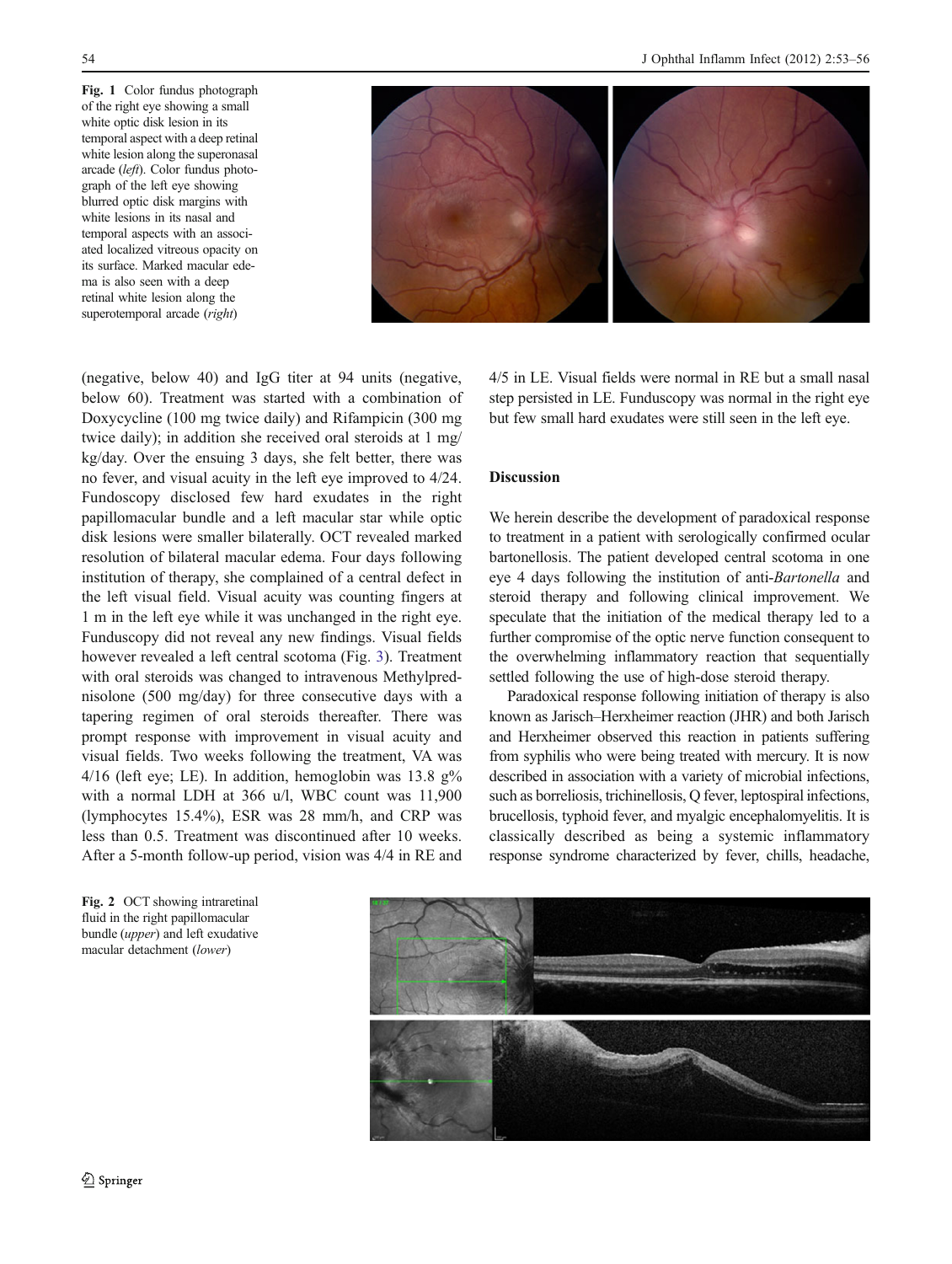Fig. 1 Color fundus photograph of the right eye showing a small white optic disk lesion in its temporal aspect with a deep retinal white lesion along the superonasal arcade (*left*). Color fundus photograph of the left eye showing blurred optic disk margins with white lesions in its nasal and temporal aspects with an associated localized vitreous opacity on its surface. Marked macular edema is also seen with a deep retinal white lesion along the superotemporal arcade (*right*)

(negative, below 40) and IgG titer at 94 units (negative, below 60). Treatment was started with a combination of Doxycycline (100 mg twice daily) and Rifampicin (300 mg twice daily); in addition she received oral steroids at 1 mg/kg/day. Over the ensuing 3 days, she felt better, there was no fever, and visual acuity in the left eye improved to 4/24. Fundoscopy disclosed few hard exudates in the right papillomacular bundle and a left macular star while optic disk lesions were smaller bilaterally. OCT revealed marked resolution of bilateral macular edema. Four days following institution of therapy, she complained of a central defect in the left visual field. Visual acuity was counting fingers at 1 m in the left eye while it was unchanged in the right eye. Funduscopy did not reveal any new findings. Visual fields however revealed a left central scotoma (Fig. 3). Treatment with oral steroids was changed to intravenous Methylprednisolone (500 mg/day) for three consecutive days with a tapering regimen of oral steroids thereafter. There was prompt response with improvement in visual acuity and visual fields. Two weeks following the treatment, VA was 4/16 (left eye; LE). In addition, hemoglobin was 13.8 g% with a normal LDH at 366 u/l, WBC count was 11,900 (lymphocytes 15.4%), ESR was 28 mm/h, and CRP was less than 0.5. Treatment was discontinued after 10 weeks. After a 5-month follow-up period, vision was 4/4 in RE and 4/5 in LE. Visual fields were normal in RE but a small nasal step persisted in LE. Funduscopy was normal in the right eye but few small hard exudates were still seen in the left eye.

## Discussion

We herein describe the development of paradoxical response to treatment in a patient with serologically confirmed ocular bartonellosis. The patient developed central scotoma in one eye 4 days following the institution of anti-*Bartonella* and steroid therapy and following clinical improvement. We speculate that the initiation of the medical therapy led to a further compromise of the optic nerve function consequent to the overwhelming inflammatory reaction that sequentially settled following the use of high-dose steroid therapy.

Paradoxical response following initiation of therapy is also known as Jarisch–Herxheimer reaction (JHR) and both Jarisch and Herxheimer observed this reaction in patients suffering from syphilis who were being treated with mercury. It is now described in association with a variety of microbial infections, such as borreliosis, trichinellosis, Q fever, leptospiral infections, brucellosis, typhoid fever, and myalgic encephalomyelitis. It is classically described as being a systemic inflammatory response syndrome characterized by fever, chills, headache,

Fig. 2 OCT showing intraretinal fluid in the right papillomacular bundle (*upper*) and left exudative macular detachment (*lower*)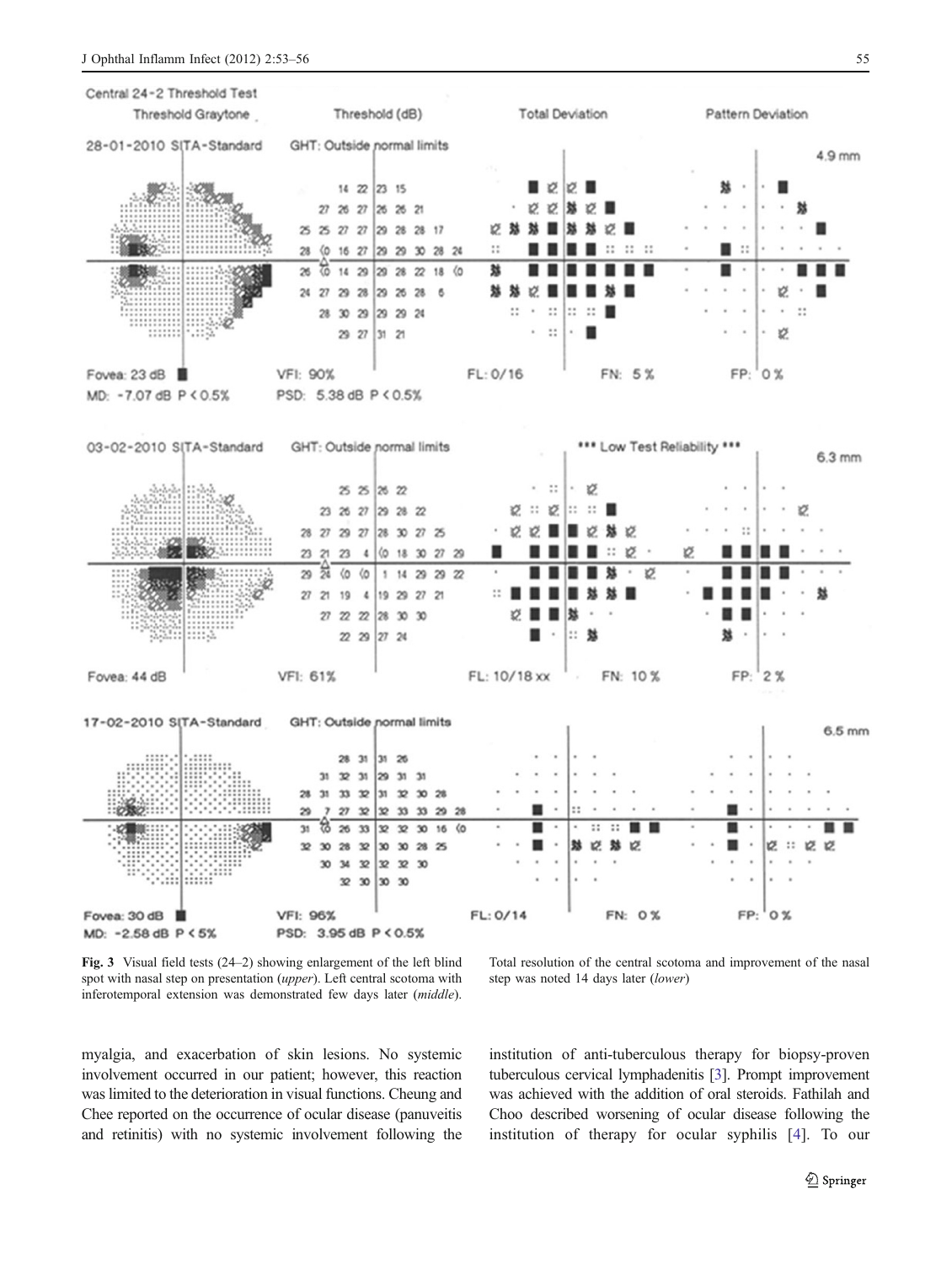Fig. 3 Visual field tests (24–2) showing enlargement of the left blind spot with nasal step on presentation (*upper*). Left central scotoma with inferotemporal extension was demonstrated few days later (*middle*). Total resolution of the central scotoma and improvement of the nasal step was noted 14 days later (*lower*)

myalgia, and exacerbation of skin lesions. No systemic involvement occurred in our patient; however, this reaction was limited to the deterioration in visual functions. Cheung and Chee reported on the occurrence of ocular disease (panuveitis and retinitis) with no systemic involvement following the institution of anti-tuberculous therapy for biopsy-proven tuberculous cervical lymphadenitis [3]. Prompt improvement was achieved with the addition of oral steroids. Fathilah and Choo described worsening of ocular disease following the institution of therapy for ocular syphilis [4]. To our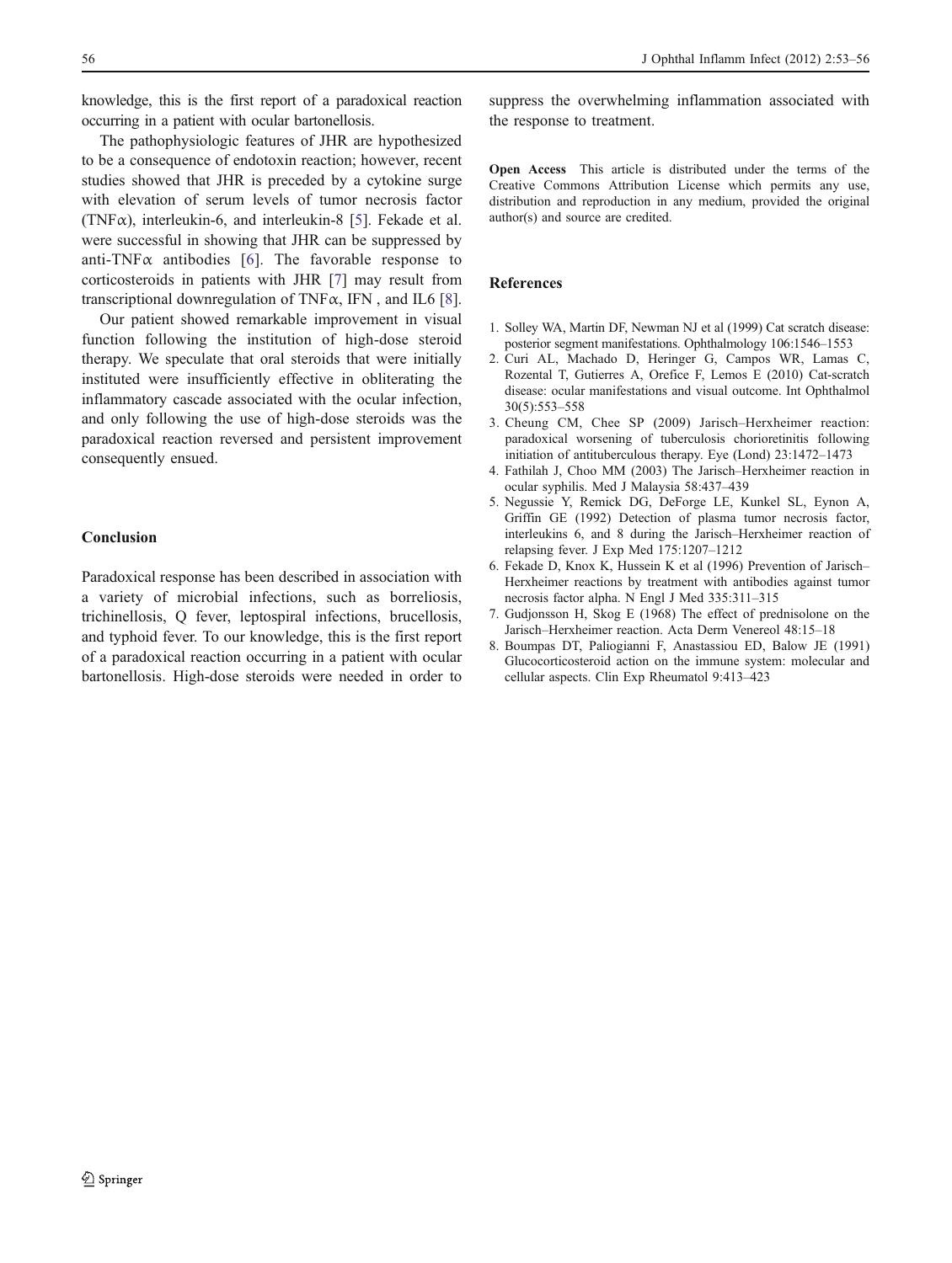knowledge, this is the first report of a paradoxical reaction occurring in a patient with ocular bartonellosis.

The pathophysiologic features of JHR are hypothesized to be a consequence of endotoxin reaction; however, recent studies showed that JHR is preceded by a cytokine surge with elevation of serum levels of tumor necrosis factor (TNF$\alpha$), interleukin-6, and interleukin-8 [5]. Fekade et al. were successful in showing that JHR can be suppressed by anti-TNF$\alpha$ antibodies [6]. The favorable response to corticosteroids in patients with JHR [7] may result from transcriptional downregulation of TNF$\alpha$, IFN , and IL6 [8].

Our patient showed remarkable improvement in visual function following the institution of high-dose steroid therapy. We speculate that oral steroids that were initially instituted were insufficiently effective in obliterating the inflammatory cascade associated with the ocular infection, and only following the use of high-dose steroids was the paradoxical reaction reversed and persistent improvement consequently ensued.

## Conclusion

Paradoxical response has been described in association with a variety of microbial infections, such as borreliosis, trichinellosis, Q fever, leptospiral infections, brucellosis, and typhoid fever. To our knowledge, this is the first report of a paradoxical reaction occurring in a patient with ocular bartonellosis. High-dose steroids were needed in order to suppress the overwhelming inflammation associated with the response to treatment.

**Open Access** This article is distributed under the terms of the Creative Commons Attribution License which permits any use, distribution and reproduction in any medium, provided the original author(s) and source are credited.

## References

1. Solley WA, Martin DF, Newman NJ et al (1999) Cat scratch disease: posterior segment manifestations. Ophthalmology 106:1546–1553
2. Curi AL, Machado D, Heringer G, Campos WR, Lamas C, Rozental T, Gutierres A, Orefice F, Lemos E (2010) Cat-scratch disease: ocular manifestations and visual outcome. Int Ophthalmol 30(5):553–558
3. Cheung CM, Chee SP (2009) Jarisch–Herxheimer reaction: paradoxical worsening of tuberculosis chorioretinitis following initiation of antituberculous therapy. Eye (Lond) 23:1472–1473
4. Fathilah J, Choo MM (2003) The Jarisch–Herxheimer reaction in ocular syphilis. Med J Malaysia 58:437–439
5. Negussie Y, Remick DG, DeForge LE, Kunkel SL, Eynon A, Griffin GE (1992) Detection of plasma tumor necrosis factor, interleukins 6, and 8 during the Jarisch–Herxheimer reaction of relapsing fever. J Exp Med 175:1207–1212
6. Fekade D, Knox K, Hussein K et al (1996) Prevention of Jarisch–Herxheimer reactions by treatment with antibodies against tumor necrosis factor alpha. N Engl J Med 335:311–315
7. Gudjonsson H, Skog E (1968) The effect of prednisolone on the Jarisch–Herxheimer reaction. Acta Derm Venereol 48:15–18
8. Boumpas DT, Paliogianni F, Anastassiou ED, Balow JE (1991) Glucocorticosteroid action on the immune system: molecular and cellular aspects. Clin Exp Rheumatol 9:413–423